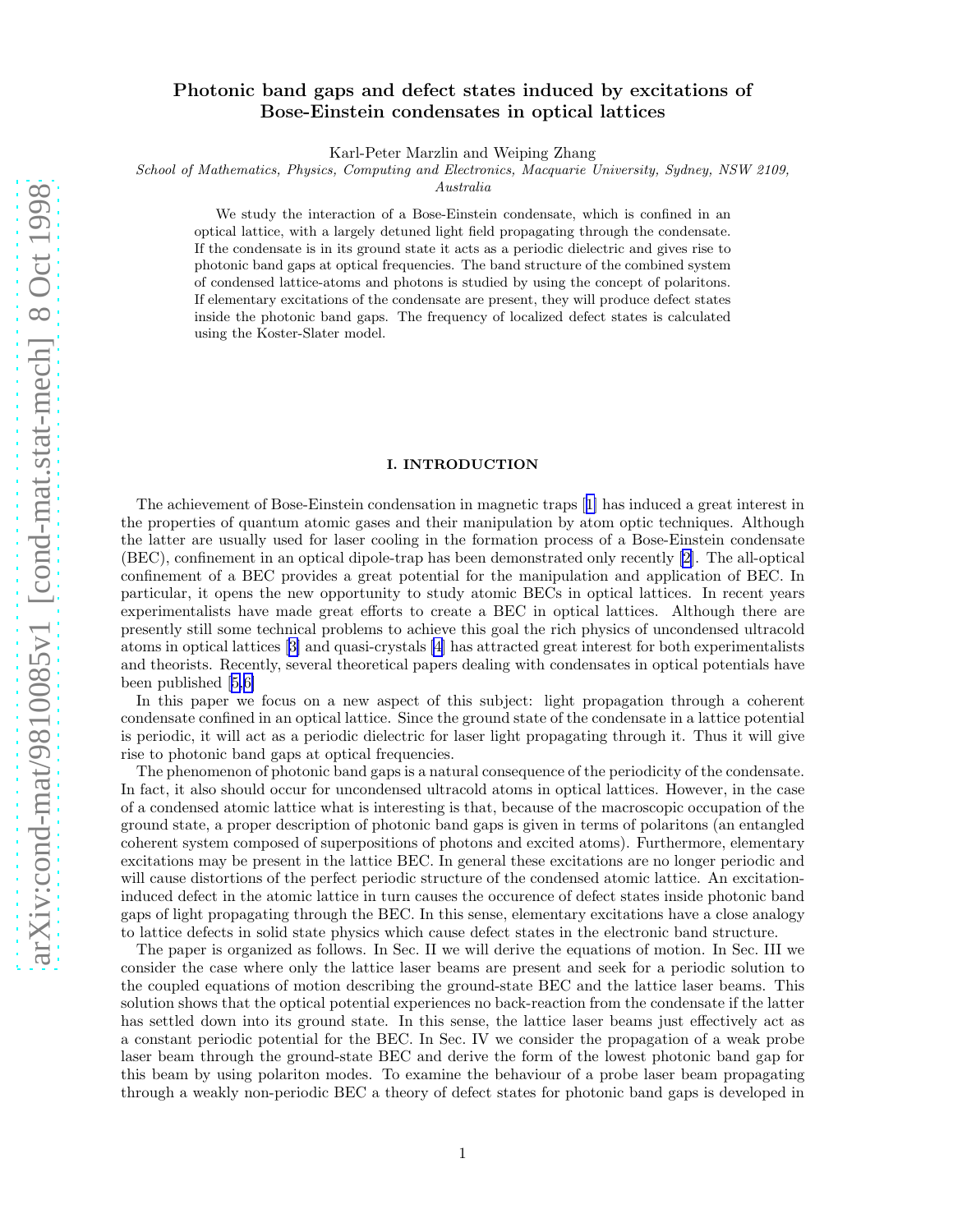# Photonic band gaps and defect states induced by excitations of Bose-Einstein condensates in optical lattices

Karl-Peter Marzlin and Weiping Zhang

*School of Mathematics, Physics, Computing and Electronics, Macquarie University, Sydney, NSW 2109, Australia*

We study the interaction of a Bose-Einstein condensate, which is confined in an optical lattice, with a largely detuned light field propagating through the condensate. If the condensate is in its ground state it acts as a periodic dielectric and gives rise to photonic band gaps at optical frequencies. The band structure of the combined system of condensed lattice-atoms and photons is studied by using the concept of polaritons. If elementary excitations of the condensate are present, they will produce defect states inside the photonic band gaps. The frequency of localized defect states is calculated using the Koster-Slater model.

## I. INTRODUCTION

The achievement of Bose-Einstein condensation in magnetic traps [1] has induced a great interest in the properties of quantum atomic gases and their manipulation by atom optic techniques. Although the latter are usually used for laser cooling in the formation process of a Bose-Einstein condensate (BEC), confinement in an optical dipole-trap has been demonstrated only recently [2]. The all-optical confinement of a BEC provides a great potential for the manipulation and application of BEC. In particular, it opens the new opportunity to study atomic BECs in optical lattices. In recent years experimentalists have made great efforts to create a BEC in optical lattices. Although there are presently still some technical problems to achieve this goal the rich physics of uncondensed ultracold atoms in optical lattices [3] and quasi-crystals [4] has attracted great interest for both experimentalists and theorists. Recently, several theoretical papers dealing with condensates in optical potentials have been published [5,6]

In this paper we focus on a new aspect of this subject: light propagation through a coherent condensate confined in an optical lattice. Since the ground state of the condensate in a lattice potential is periodic, it will act as a periodic dielectric for laser light propagating through it. Thus it will give rise to photonic band gaps at optical frequencies.

The phenomenon of photonic band gaps is a natural consequence of the periodicity of the condensate. In fact, it also should occur for uncondensed ultracold atoms in optical lattices. However, in the case of a condensed atomic lattice what is interesting is that, because of the macroscopic occupation of the ground state, a proper description of photonic band gaps is given in terms of polaritons (an entangled coherent system composed of superpositions of photons and excited atoms). Furthermore, elementary excitations may be present in the lattice BEC. In general these excitations are no longer periodic and will cause distortions of the perfect periodic structure of the condensed atomic lattice. An excitation-induced defect in the atomic lattice in turn causes the occurence of defect states inside photonic band gaps of light propagating through the BEC. In this sense, elementary excitations have a close analogy to lattice defects in solid state physics which cause defect states in the electronic band structure.

The paper is organized as follows. In Sec. II we will derive the equations of motion. In Sec. III we consider the case where only the lattice laser beams are present and seek for a periodic solution to the coupled equations of motion describing the ground-state BEC and the lattice laser beams. This solution shows that the optical potential experiences no back-reaction from the condensate if the latter has settled down into its ground state. In this sense, the lattice laser beams just effectively act as a constant periodic potential for the BEC. In Sec. IV we consider the propagation of a weak probe laser beam through the ground-state BEC and derive the form of the lowest photonic band gap for this beam by using polariton modes. To examine the behaviour of a probe laser beam propagating through a weakly non-periodic BEC a theory of defect states for photonic band gaps is developed in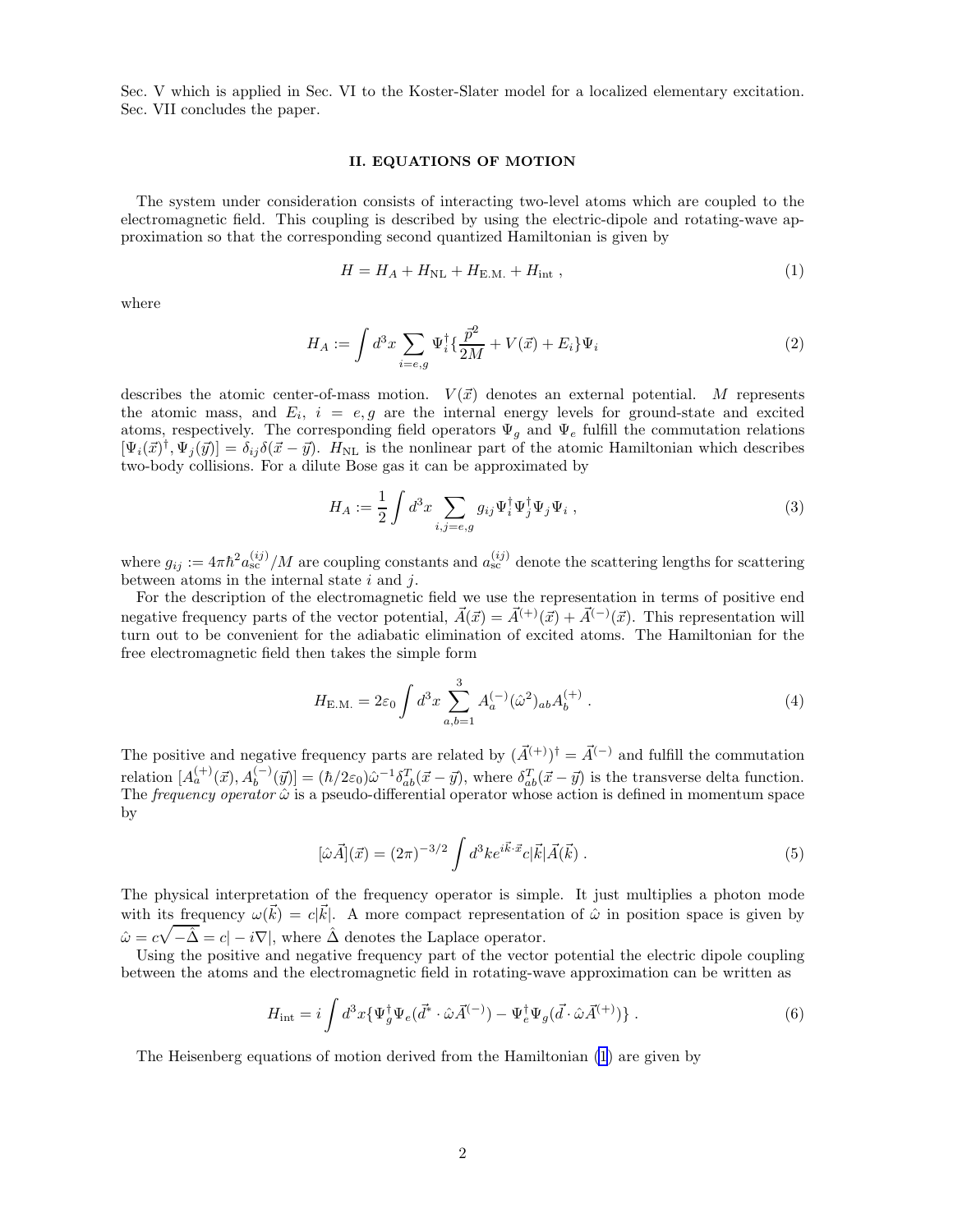Sec. V which is applied in Sec. VI to the Koster-Slater model for a localized elementary excitation. Sec. VII concludes the paper.

## II. EQUATIONS OF MOTION

The system under consideration consists of interacting two-level atoms which are coupled to the electromagnetic field. This coupling is described by using the electric-dipole and rotating-wave approximation so that the corresponding second quantized Hamiltonian is given by

$$H = H_A + H_{\rm NL} + H_{\rm E.M.} + H_{\rm int} \ , \tag{1}$$

where

$$H_A := \int d^3x \sum_{i=e,g} \Psi_i^\dagger \{ \frac{\vec{p}^2}{2M} + V(\vec{x}) + E_i \} \Psi_i \tag{2}$$

describes the atomic center-of-mass motion. $V(\vec{x})$ denotes an external potential. $M$ represents the atomic mass, and $E_i$, $i = e, g$ are the internal energy levels for ground-state and excited atoms, respectively. The corresponding field operators $\Psi_g$ and $\Psi_e$ fulfill the commutation relations $[\Psi_i(\vec{x})^\dagger, \Psi_j(\vec{y})] = \delta_{ij}\delta(\vec{x} - \vec{y})$. $H_{\rm NL}$ is the nonlinear part of the atomic Hamiltonian which describes two-body collisions. For a dilute Bose gas it can be approximated by

$$H_A := \frac{1}{2} \int d^3x \sum_{i,j=e,g} g_{ij} \Psi_i^\dagger \Psi_j^\dagger \Psi_j \Psi_i \ , \tag{3}$$

where $g_{ij} := 4\pi\hbar^2 a_{\rm sc}^{(ij)}/M$ are coupling constants and $a_{\rm sc}^{(ij)}$ denote the scattering lengths for scattering between atoms in the internal state $i$ and $j$.

For the description of the electromagnetic field we use the representation in terms of positive end negative frequency parts of the vector potential, $\vec{A}(\vec{x}) = \vec{A}^{(+)}(\vec{x}) + \vec{A}^{(-)}(\vec{x})$. This representation will turn out to be convenient for the adiabatic elimination of excited atoms. The Hamiltonian for the free electromagnetic field then takes the simple form

$$H_{\rm E.M.} = 2\varepsilon_0 \int d^3x \sum_{a,b=1}^{3} A_a^{(-)} (\hat{\omega}^2)_{ab} A_b^{(+)} \ . \tag{4}$$

The positive and negative frequency parts are related by $(\vec{A}^{(+)})^\dagger = \vec{A}^{(-)}$ and fulfill the commutation relation $[A_a^{(+)}(\vec{x}), A_b^{(-)}(\vec{y})] = (\hbar/2\varepsilon_0)\hat{\omega}^{-1}\delta_{ab}^T(\vec{x} - \vec{y})$, where $\delta_{ab}^T(\vec{x} - \vec{y})$ is the transverse delta function. The *frequency operator* $\hat{\omega}$ is a pseudo-differential operator whose action is defined in momentum space by

$$[\hat{\omega}\vec{A}](\vec{x}) = (2\pi)^{-3/2} \int d^3k e^{i\vec{k}\cdot\vec{x}} c|\vec{k}| \vec{A}(\vec{k}) \ . \tag{5}$$

The physical interpretation of the frequency operator is simple. It just multiplies a photon mode with its frequency $\omega(\vec{k}) = c|\vec{k}|$. A more compact representation of $\hat{\omega}$ in position space is given by $\hat{\omega} = c\sqrt{-\hat{\Delta}} = c|-i\nabla|$, where $\hat{\Delta}$ denotes the Laplace operator.

Using the positive and negative frequency part of the vector potential the electric dipole coupling between the atoms and the electromagnetic field in rotating-wave approximation can be written as

$$H_{\rm int} = i \int d^3x \{ \Psi_g^\dagger \Psi_e (\vec{d}^* \cdot \hat{\omega}\vec{A}^{(-)}) - \Psi_e^\dagger \Psi_g (\vec{d} \cdot \hat{\omega}\vec{A}^{(+)}) \} \ . \tag{6}$$

The Heisenberg equations of motion derived from the Hamiltonian (1) are given by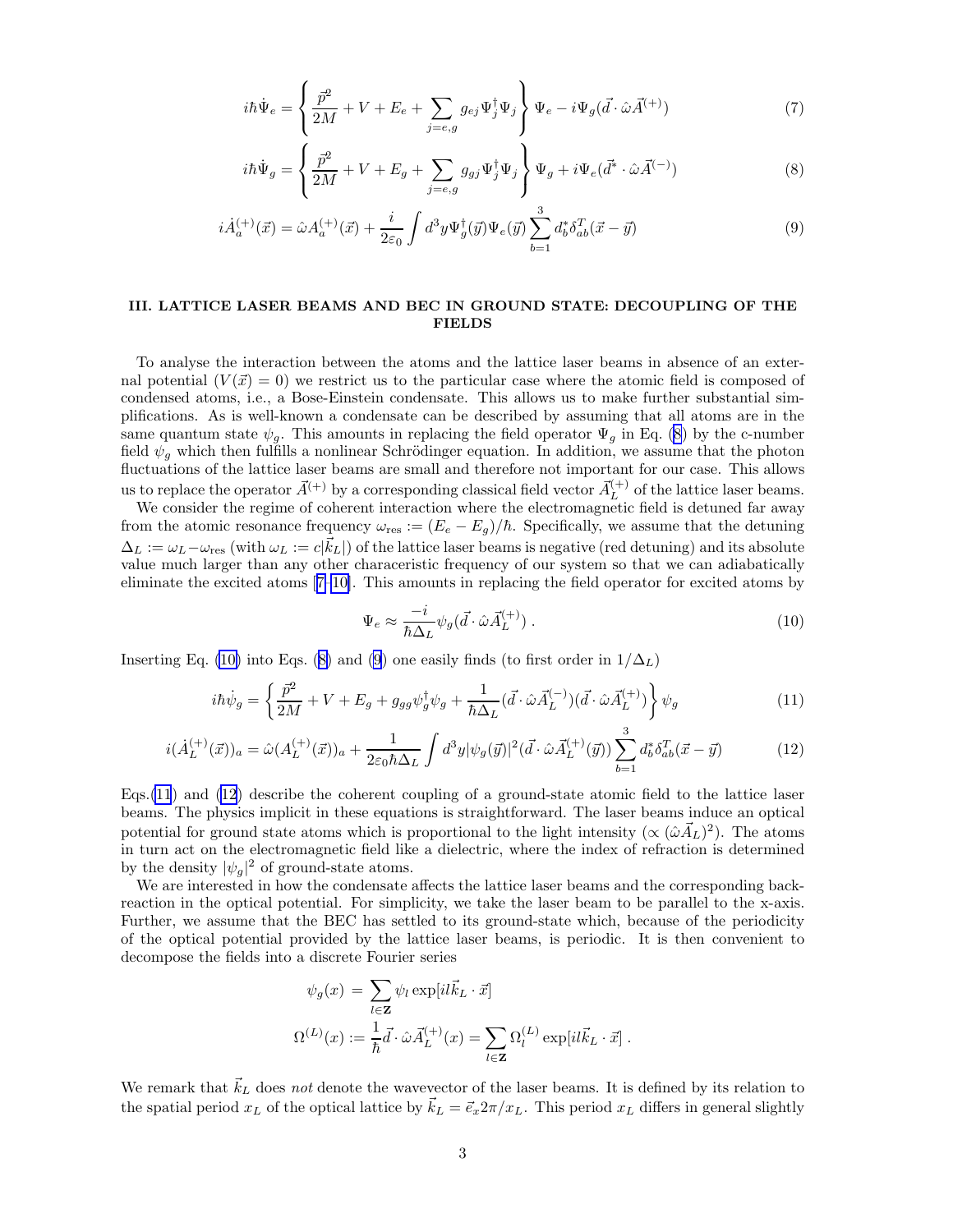$$i\hbar\dot{\Psi}_e = \left\{ \frac{\vec{p}^2}{2M} + V + E_e + \sum_{j=e,g} g_{ej}\Psi_j^\dagger\Psi_j \right\} \Psi_e - i\Psi_g(\vec{d}\cdot\hat{\omega}\vec{A}^{(+)}) \tag{7}$$

$$i\hbar\dot{\Psi}_g = \left\{ \frac{\vec{p}^2}{2M} + V + E_g + \sum_{j=e,g} g_{gj}\Psi_j^\dagger\Psi_j \right\} \Psi_g + i\Psi_e(\vec{d}^*\cdot\hat{\omega}\vec{A}^{(-)}) \tag{8}$$

$$i\dot{A}_a^{(+)}(\vec{x}) = \hat{\omega}A_a^{(+)}(\vec{x}) + \frac{i}{2\varepsilon_0}\int d^3y \Psi_g^\dagger(\vec{y})\Psi_e(\vec{y})\sum_{b=1}^{3} d_b^*\delta_{ab}^T(\vec{x}-\vec{y}) \tag{9}$$

## III. LATTICE LASER BEAMS AND BEC IN GROUND STATE: DECOUPLING OF THE FIELDS

To analyse the interaction between the atoms and the lattice laser beams in absence of an external potential ($V(\vec{x}) = 0$) we restrict us to the particular case where the atomic field is composed of condensed atoms, i.e., a Bose-Einstein condensate. This allows us to make further substantial simplifications. As is well-known a condensate can be described by assuming that all atoms are in the same quantum state $\psi_g$. This amounts in replacing the field operator $\Psi_g$ in Eq. (8) by the c-number field $\psi_g$ which then fulfills a nonlinear Schrödinger equation. In addition, we assume that the photon fluctuations of the lattice laser beams are small and therefore not important for our case. This allows us to replace the operator $\vec{A}^{(+)}$ by a corresponding classical field vector $\vec{A}_L^{(+)}$ of the lattice laser beams.

We consider the regime of coherent interaction where the electromagnetic field is detuned far away from the atomic resonance frequency $\omega_{\text{res}} := (E_e - E_g)/\hbar$. Specifically, we assume that the detuning $\Delta_L := \omega_L - \omega_{\text{res}}$ (with $\omega_L := c|\vec{k}_L|$) of the lattice laser beams is negative (red detuning) and its absolute value much larger than any other characeristic frequency of our system so that we can adiabatically eliminate the excited atoms [7–10]. This amounts in replacing the field operator for excited atoms by

$$\Psi_e \approx \frac{-i}{\hbar\Delta_L}\psi_g(\vec{d}\cdot\hat{\omega}\vec{A}_L^{(+)}) . \tag{10}$$

Inserting Eq. (10) into Eqs. (8) and (9) one easily finds (to first order in $1/\Delta_L$)

$$i\hbar\dot{\psi}_g = \left\{ \frac{\vec{p}^2}{2M} + V + E_g + g_{gg}\psi_g^\dagger\psi_g + \frac{1}{\hbar\Delta_L}(\vec{d}\cdot\hat{\omega}\vec{A}_L^{(-)})(\vec{d}\cdot\hat{\omega}\vec{A}_L^{(+)}) \right\} \psi_g \tag{11}$$

$$i(\dot{A}_L^{(+)}(\vec{x}))_a = \hat{\omega}(A_L^{(+)}(\vec{x}))_a + \frac{1}{2\varepsilon_0\hbar\Delta_L}\int d^3y|\psi_g(\vec{y})|^2(\vec{d}\cdot\hat{\omega}\vec{A}_L^{(+)}(\vec{y}))\sum_{b=1}^{3} d_b^*\delta_{ab}^T(\vec{x}-\vec{y}) \tag{12}$$

Eqs.(11) and (12) describe the coherent coupling of a ground-state atomic field to the lattice laser beams. The physics implicit in these equations is straightforward. The laser beams induce an optical potential for ground state atoms which is proportional to the light intensity ($\propto (\hat{\omega}\vec{A}_L)^2$). The atoms in turn act on the electromagnetic field like a dielectric, where the index of refraction is determined by the density $|\psi_g|^2$ of ground-state atoms.

We are interested in how the condensate affects the lattice laser beams and the corresponding back-reaction in the optical potential. For simplicity, we take the laser beam to be parallel to the x-axis. Further, we assume that the BEC has settled to its ground-state which, because of the periodicity of the optical potential provided by the lattice laser beams, is periodic. It is then convenient to decompose the fields into a discrete Fourier series

$$\psi_g(x) = \sum_{l\in\mathbf{Z}} \psi_l \exp[il\vec{k}_L\cdot\vec{x}]$$

$$\Omega^{(L)}(x) := \frac{1}{\hbar}\vec{d}\cdot\hat{\omega}\vec{A}_L^{(+)}(x) = \sum_{l\in\mathbf{Z}} \Omega_l^{(L)} \exp[il\vec{k}_L\cdot\vec{x}] .$$

We remark that $\vec{k}_L$ does *not* denote the wavevector of the laser beams. It is defined by its relation to the spatial period $x_L$ of the optical lattice by $\vec{k}_L = \vec{e}_x 2\pi/x_L$. This period $x_L$ differs in general slightly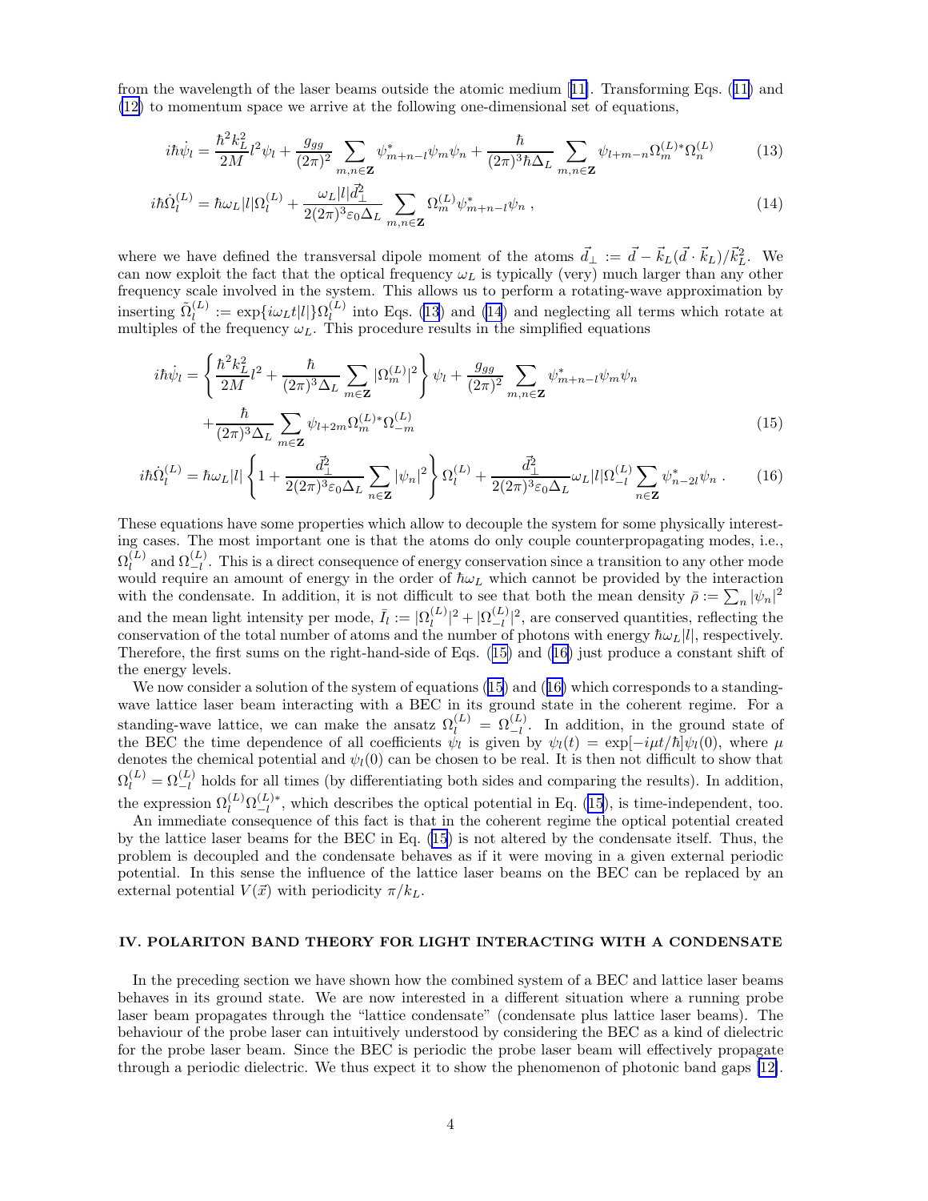from the wavelength of the laser beams outside the atomic medium [11]. Transforming Eqs. (11) and (12) to momentum space we arrive at the following one-dimensional set of equations,

$$i\hbar\dot{\psi}_l = \frac{\hbar^2 k_L^2}{2M} l^2 \psi_l + \frac{g_{gg}}{(2\pi)^2} \sum_{m,n\in\mathbf{Z}} \psi^*_{m+n-l}\psi_m\psi_n + \frac{\hbar}{(2\pi)^3\hbar\Delta_L} \sum_{m,n\in\mathbf{Z}} \psi_{l+m-n}\Omega_m^{(L)*}\Omega_n^{(L)} \tag{13}$$

$$i\hbar\dot{\Omega}_l^{(L)} = \hbar\omega_L|l|\Omega_l^{(L)} + \frac{\omega_L|l|\vec{d}_\perp^2}{2(2\pi)^3\varepsilon_0\Delta_L} \sum_{m,n\in\mathbf{Z}} \Omega_m^{(L)}\psi^*_{m+n-l}\psi_n \ , \tag{14}$$

where we have defined the transversal dipole moment of the atoms $\vec{d}_\perp := \vec{d} - \vec{k}_L(\vec{d}\cdot\vec{k}_L)/\vec{k}_L^2$. We can now exploit the fact that the optical frequency $\omega_L$ is typically (very) much larger than any other frequency scale involved in the system. This allows us to perform a rotating-wave approximation by inserting $\tilde{\Omega}_l^{(L)} := \exp\{i\omega_L t|l|\}\Omega_l^{(L)}$ into Eqs. (13) and (14) and neglecting all terms which rotate at multiples of the frequency $\omega_L$. This procedure results in the simplified equations

$$\begin{aligned} i\hbar\dot{\psi}_l = {} & \left\{ \frac{\hbar^2 k_L^2}{2M} l^2 + \frac{\hbar}{(2\pi)^3\Delta_L} \sum_{m\in\mathbf{Z}} |\Omega_m^{(L)}|^2 \right\} \psi_l + \frac{g_{gg}}{(2\pi)^2} \sum_{m,n\in\mathbf{Z}} \psi^*_{m+n-l}\psi_m\psi_n \\ & + \frac{\hbar}{(2\pi)^3\Delta_L} \sum_{m\in\mathbf{Z}} \psi_{l+2m}\Omega_m^{(L)*}\Omega_{-m}^{(L)} \end{aligned} \tag{15}$$

$$i\hbar\dot{\Omega}_l^{(L)} = \hbar\omega_L|l| \left\{ 1 + \frac{\vec{d}_\perp^2}{2(2\pi)^3\varepsilon_0\Delta_L} \sum_{n\in\mathbf{Z}} |\psi_n|^2 \right\} \Omega_l^{(L)} + \frac{\vec{d}_\perp^2}{2(2\pi)^3\varepsilon_0\Delta_L} \omega_L|l|\Omega_{-l}^{(L)} \sum_{n\in\mathbf{Z}} \psi^*_{n-2l}\psi_n \ . \tag{16}$$

These equations have some properties which allow to decouple the system for some physically interesting cases. The most important one is that the atoms do only couple counterpropagating modes, i.e., $\Omega_l^{(L)}$ and $\Omega_{-l}^{(L)}$. This is a direct consequence of energy conservation since a transition to any other mode would require an amount of energy in the order of $\hbar\omega_L$ which cannot be provided by the interaction with the condensate. In addition, it is not difficult to see that both the mean density $\bar{\rho} := \sum_n |\psi_n|^2$ and the mean light intensity per mode, $\bar{I}_l := |\Omega_l^{(L)}|^2 + |\Omega_{-l}^{(L)}|^2$, are conserved quantities, reflecting the conservation of the total number of atoms and the number of photons with energy $\hbar\omega_L|l|$, respectively. Therefore, the first sums on the right-hand-side of Eqs. (15) and (16) just produce a constant shift of the energy levels.

We now consider a solution of the system of equations (15) and (16) which corresponds to a standing-wave lattice laser beam interacting with a BEC in its ground state in the coherent regime. For a standing-wave lattice, we can make the ansatz $\Omega_l^{(L)} = \Omega_{-l}^{(L)}$. In addition, in the ground state of the BEC the time dependence of all coefficients $\psi_l$ is given by $\psi_l(t) = \exp[-i\mu t/\hbar]\psi_l(0)$, where $\mu$ denotes the chemical potential and $\psi_l(0)$ can be chosen to be real. It is then not difficult to show that $\Omega_l^{(L)} = \Omega_{-l}^{(L)}$ holds for all times (by differentiating both sides and comparing the results). In addition, the expression $\Omega_l^{(L)}\Omega_{-l}^{(L)*}$, which describes the optical potential in Eq. (15), is time-independent, too.

An immediate consequence of this fact is that in the coherent regime the optical potential created by the lattice laser beams for the BEC in Eq. (15) is not altered by the condensate itself. Thus, the problem is decoupled and the condensate behaves as if it were moving in a given external periodic potential. In this sense the influence of the lattice laser beams on the BEC can be replaced by an external potential $V(\vec{x})$ with periodicity $\pi/k_L$.

## IV. POLARITON BAND THEORY FOR LIGHT INTERACTING WITH A CONDENSATE

In the preceding section we have shown how the combined system of a BEC and lattice laser beams behaves in its ground state. We are now interested in a different situation where a running probe laser beam propagates through the "lattice condensate" (condensate plus lattice laser beams). The behaviour of the probe laser can intuitively understood by considering the BEC as a kind of dielectric for the probe laser beam. Since the BEC is periodic the probe laser beam will effectively propagate through a periodic dielectric. We thus expect it to show the phenomenon of photonic band gaps [12].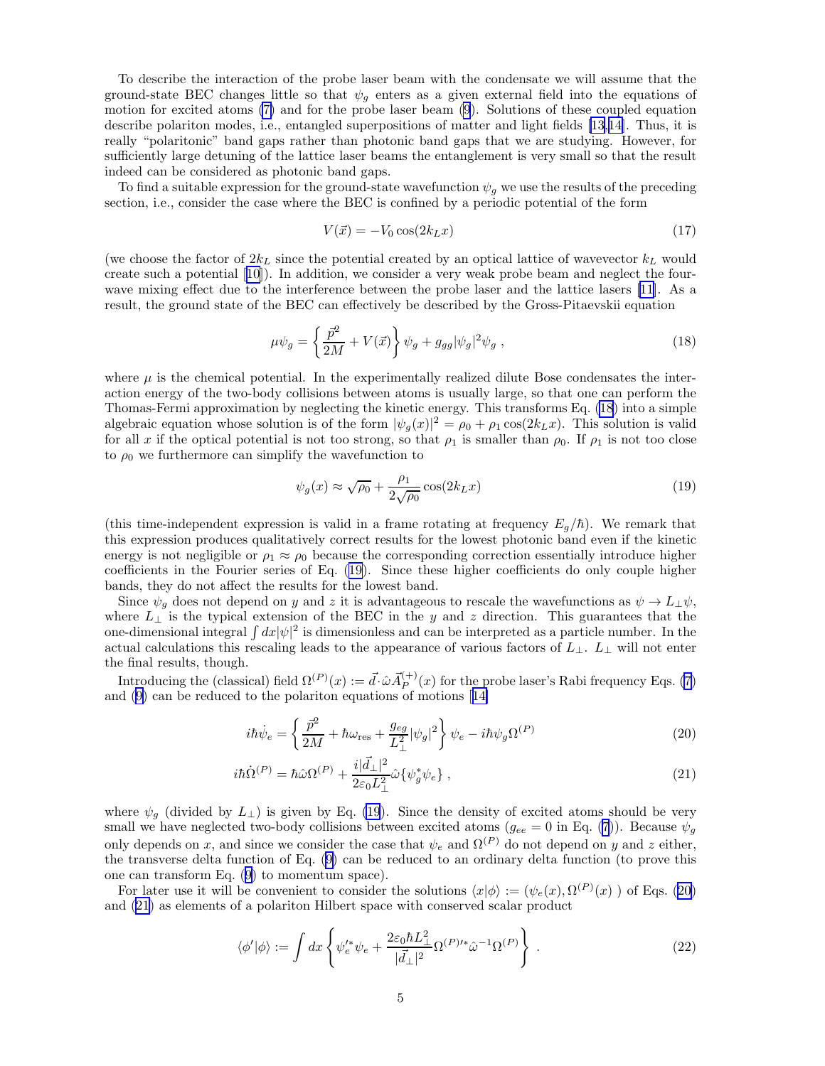To describe the interaction of the probe laser beam with the condensate we will assume that the ground-state BEC changes little so that $\psi_g$ enters as a given external field into the equations of motion for excited atoms (7) and for the probe laser beam (9). Solutions of these coupled equation describe polariton modes, i.e., entangled superpositions of matter and light fields [13,14]. Thus, it is really "polaritonic" band gaps rather than photonic band gaps that we are studying. However, for sufficiently large detuning of the lattice laser beams the entanglement is very small so that the result indeed can be considered as photonic band gaps.

To find a suitable expression for the ground-state wavefunction $\psi_g$ we use the results of the preceding section, i.e., consider the case where the BEC is confined by a periodic potential of the form

$$V(\vec{x}) = -V_0 \cos(2k_L x) \tag{17}$$

(we choose the factor of $2k_L$ since the potential created by an optical lattice of wavevector $k_L$ would create such a potential [10]). In addition, we consider a very weak probe beam and neglect the four-wave mixing effect due to the interference between the probe laser and the lattice lasers [11]. As a result, the ground state of the BEC can effectively be described by the Gross-Pitaevskii equation

$$\mu\psi_g = \left\{ \frac{\vec{p}^2}{2M} + V(\vec{x}) \right\} \psi_g + g_{gg}|\psi_g|^2\psi_g \ , \tag{18}$$

where $\mu$ is the chemical potential. In the experimentally realized dilute Bose condensates the interaction energy of the two-body collisions between atoms is usually large, so that one can perform the Thomas-Fermi approximation by neglecting the kinetic energy. This transforms Eq. (18) into a simple algebraic equation whose solution is of the form $|\psi_g(x)|^2 = \rho_0 + \rho_1 \cos(2k_L x)$. This solution is valid for all $x$ if the optical potential is not too strong, so that $\rho_1$ is smaller than $\rho_0$. If $\rho_1$ is not too close to $\rho_0$ we furthermore can simplify the wavefunction to

$$\psi_g(x) \approx \sqrt{\rho_0} + \frac{\rho_1}{2\sqrt{\rho_0}} \cos(2k_L x) \tag{19}$$

(this time-independent expression is valid in a frame rotating at frequency $E_g/\hbar$). We remark that this expression produces qualitatively correct results for the lowest photonic band even if the kinetic energy is not negligible or $\rho_1 \approx \rho_0$ because the corresponding correction essentially introduce higher coefficients in the Fourier series of Eq. (19). Since these higher coefficients do only couple higher bands, they do not affect the results for the lowest band.

Since $\psi_g$ does not depend on $y$ and $z$ it is advantageous to rescale the wavefunctions as $\psi \to L_\perp \psi$, where $L_\perp$ is the typical extension of the BEC in the $y$ and $z$ direction. This guarantees that the one-dimensional integral $\int dx|\psi|^2$ is dimensionless and can be interpreted as a particle number. In the actual calculations this rescaling leads to the appearance of various factors of $L_\perp$. $L_\perp$ will not enter the final results, though.

Introducing the (classical) field $\Omega^{(P)}(x) := \vec{d}\cdot\hat{\omega}\vec{A}_P^{(+)}(x)$ for the probe laser's Rabi frequency Eqs. (7) and (9) can be reduced to the polariton equations of motions [14]

$$i\hbar\dot{\psi}_e = \left\{ \frac{\vec{p}^2}{2M} + \hbar\omega_{\rm res} + \frac{g_{eg}}{L_\perp^2}|\psi_g|^2 \right\} \psi_e - i\hbar\psi_g\Omega^{(P)} \tag{20}$$

$$i\hbar\dot{\Omega}^{(P)} = \hbar\hat{\omega}\Omega^{(P)} + \frac{i|\vec{d}_\perp|^2}{2\varepsilon_0 L_\perp^2}\hat{\omega}\{\psi_g^*\psi_e\} \ , \tag{21}$$

where $\psi_g$ (divided by $L_\perp$) is given by Eq. (19). Since the density of excited atoms should be very small we have neglected two-body collisions between excited atoms ($g_{ee} = 0$ in Eq. (7)). Because $\psi_g$ only depends on $x$, and since we consider the case that $\psi_e$ and $\Omega^{(P)}$ do not depend on $y$ and $z$ either, the transverse delta function of Eq. (9) can be reduced to an ordinary delta function (to prove this one can transform Eq. (9) to momentum space).

For later use it will be convenient to consider the solutions $\langle x|\phi\rangle := (\psi_e(x), \Omega^{(P)}(x)\ )$ of Eqs. (20) and (21) as elements of a polariton Hilbert space with conserved scalar product

$$\langle\phi'|\phi\rangle := \int dx \left\{ \psi_e'^*\psi_e + \frac{2\varepsilon_0\hbar L_\perp^2}{|\vec{d}_\perp|^2}\Omega^{(P)\prime *}\hat{\omega}^{-1}\Omega^{(P)} \right\} \ . \tag{22}$$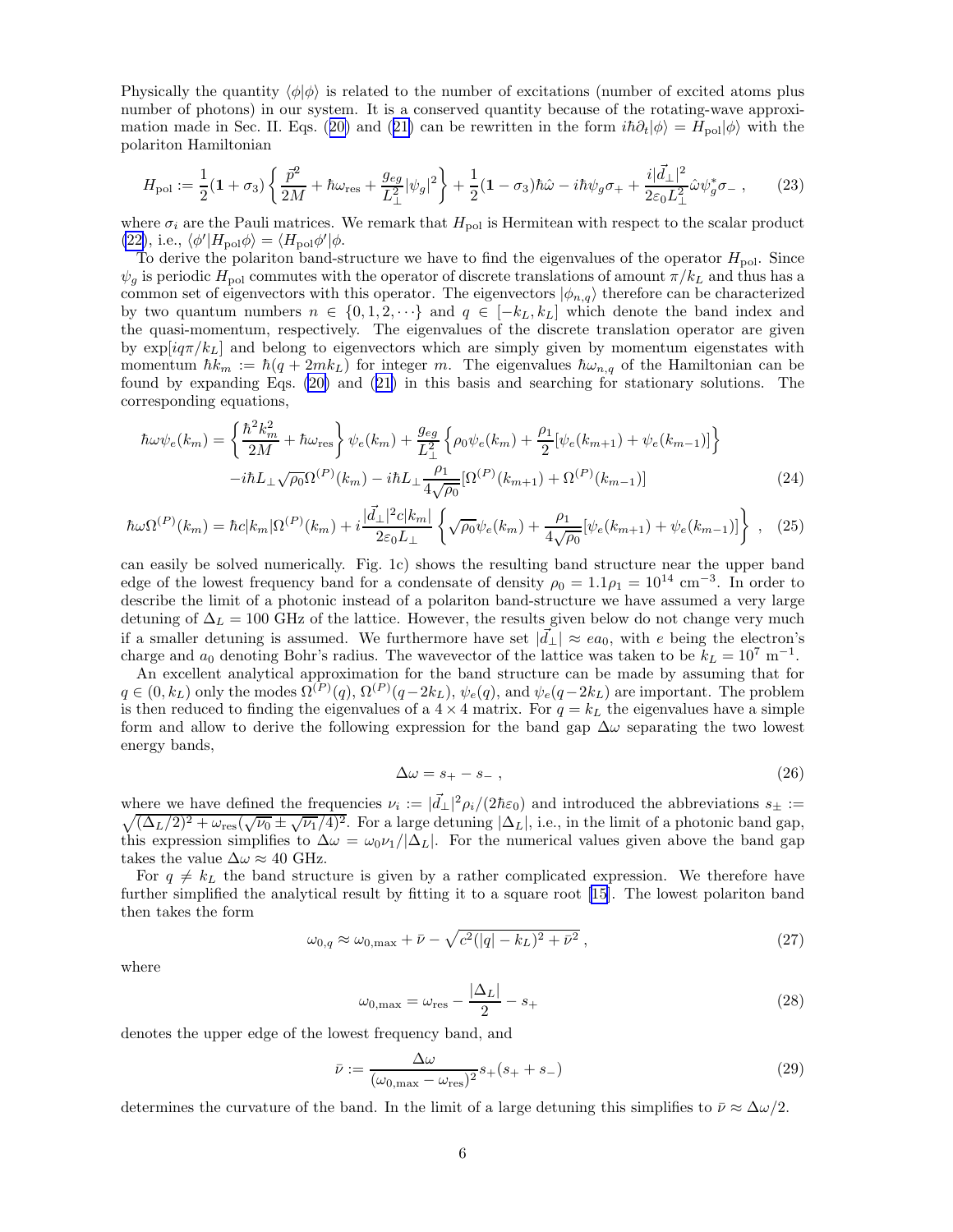Physically the quantity $\langle\phi|\phi\rangle$ is related to the number of excitations (number of excited atoms plus number of photons) in our system. It is a conserved quantity because of the rotating-wave approximation made in Sec. II. Eqs. (20) and (21) can be rewritten in the form $i\hbar\partial_t|\phi\rangle = H_{\rm pol}|\phi\rangle$ with the polariton Hamiltonian

$$H_{\rm pol} := \frac{1}{2}(\mathbf{1}+\sigma_3)\left\{\frac{\vec{p}^2}{2M} + \hbar\omega_{\rm res} + \frac{g_{eg}}{L_\perp^2}|\psi_g|^2\right\} + \frac{1}{2}(\mathbf{1}-\sigma_3)\hbar\hat{\omega} - i\hbar\psi_g\sigma_+ + \frac{i|\vec{d}_\perp|^2}{2\varepsilon_0 L_\perp^2}\hat{\omega}\psi_g^*\sigma_- \,, \tag{23}$$

where $\sigma_i$ are the Pauli matrices. We remark that $H_{\rm pol}$ is Hermitean with respect to the scalar product (22), i.e., $\langle\phi'|H_{\rm pol}\phi\rangle = \langle H_{\rm pol}\phi'|\phi$.

To derive the polariton band-structure we have to find the eigenvalues of the operator $H_{\rm pol}$. Since $\psi_g$ is periodic $H_{\rm pol}$ commutes with the operator of discrete translations of amount $\pi/k_L$ and thus has a common set of eigenvectors with this operator. The eigenvectors $|\phi_{n,q}\rangle$ therefore can be characterized by two quantum numbers $n \in \{0,1,2,\cdots\}$ and $q \in [-k_L, k_L]$ which denote the band index and the quasi-momentum, respectively. The eigenvalues of the discrete translation operator are given by $\exp[iq\pi/k_L]$ and belong to eigenvectors which are simply given by momentum eigenstates with momentum $\hbar k_m := \hbar(q + 2mk_L)$ for integer $m$. The eigenvalues $\hbar\omega_{n,q}$ of the Hamiltonian can be found by expanding Eqs. (20) and (21) in this basis and searching for stationary solutions. The corresponding equations,

$$\begin{aligned}\hbar\omega\psi_e(k_m) = {} & \left\{\frac{\hbar^2 k_m^2}{2M} + \hbar\omega_{\rm res}\right\}\psi_e(k_m) + \frac{g_{eg}}{L_\perp^2}\left\{\rho_0\psi_e(k_m) + \frac{\rho_1}{2}[\psi_e(k_{m+1}) + \psi_e(k_{m-1})]\right\} \\ & - i\hbar L_\perp\sqrt{\rho_0}\Omega^{(P)}(k_m) - i\hbar L_\perp\frac{\rho_1}{4\sqrt{\rho_0}}[\Omega^{(P)}(k_{m+1}) + \Omega^{(P)}(k_{m-1})]\end{aligned} \tag{24}$$

$$\hbar\omega\Omega^{(P)}(k_m) = \hbar c|k_m|\Omega^{(P)}(k_m) + i\frac{|\vec{d}_\perp|^2 c|k_m|}{2\varepsilon_0 L_\perp}\left\{\sqrt{\rho_0}\psi_e(k_m) + \frac{\rho_1}{4\sqrt{\rho_0}}[\psi_e(k_{m+1}) + \psi_e(k_{m-1})]\right\} \,, \tag{25}$$

can easily be solved numerically. Fig. 1c) shows the resulting band structure near the upper band edge of the lowest frequency band for a condensate of density $\rho_0 = 1.1\rho_1 = 10^{14}$ cm$^{-3}$. In order to describe the limit of a photonic instead of a polariton band-structure we have assumed a very large detuning of $\Delta_L = 100$ GHz of the lattice. However, the results given below do not change very much if a smaller detuning is assumed. We furthermore have set $|\vec{d}_\perp| \approx ea_0$, with $e$ being the electron's charge and $a_0$ denoting Bohr's radius. The wavevector of the lattice was taken to be $k_L = 10^7$ m$^{-1}$.

An excellent analytical approximation for the band structure can be made by assuming that for $q \in (0, k_L)$ only the modes $\Omega^{(P)}(q)$, $\Omega^{(P)}(q-2k_L)$, $\psi_e(q)$, and $\psi_e(q-2k_L)$ are important. The problem is then reduced to finding the eigenvalues of a $4\times 4$ matrix. For $q = k_L$ the eigenvalues have a simple form and allow to derive the following expression for the band gap $\Delta\omega$ separating the two lowest energy bands,

$$\Delta\omega = s_+ - s_- \,, \tag{26}$$

where we have defined the frequencies $\nu_i := |\vec{d}_\perp|^2\rho_i/(2\hbar\varepsilon_0)$ and introduced the abbreviations $s_\pm := \sqrt{(\Delta_L/2)^2 + \omega_{\rm res}(\sqrt{\nu_0} \pm \sqrt{\nu_1}/4)^2}$. For a large detuning $|\Delta_L|$, i.e., in the limit of a photonic band gap, this expression simplifies to $\Delta\omega = \omega_0\nu_1/|\Delta_L|$. For the numerical values given above the band gap takes the value $\Delta\omega \approx 40$ GHz.

For $q \neq k_L$ the band structure is given by a rather complicated expression. We therefore have further simplified the analytical result by fitting it to a square root [15]. The lowest polariton band then takes the form

$$\omega_{0,q} \approx \omega_{0,\max} + \bar{\nu} - \sqrt{c^2(|q| - k_L)^2 + \bar{\nu}^2} \,, \tag{27}$$

where

$$\omega_{0,\max} = \omega_{\rm res} - \frac{|\Delta_L|}{2} - s_+ \tag{28}$$

denotes the upper edge of the lowest frequency band, and

$$\bar{\nu} := \frac{\Delta\omega}{(\omega_{0,\max} - \omega_{\rm res})^2}s_+(s_+ + s_-) \tag{29}$$

determines the curvature of the band. In the limit of a large detuning this simplifies to $\bar{\nu} \approx \Delta\omega/2$.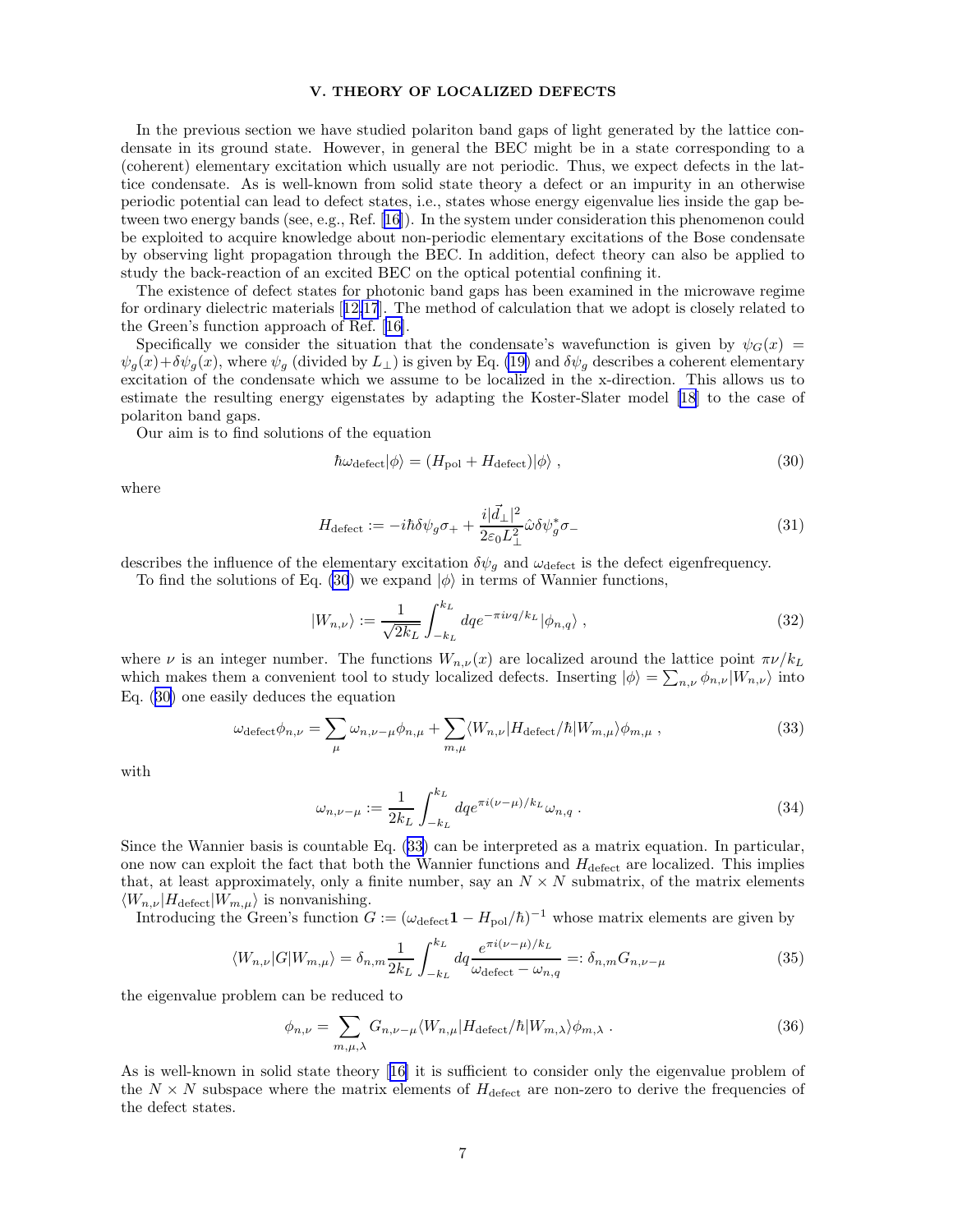## V. THEORY OF LOCALIZED DEFECTS

In the previous section we have studied polariton band gaps of light generated by the lattice condensate in its ground state. However, in general the BEC might be in a state corresponding to a (coherent) elementary excitation which usually are not periodic. Thus, we expect defects in the lattice condensate. As is well-known from solid state theory a defect or an impurity in an otherwise periodic potential can lead to defect states, i.e., states whose energy eigenvalue lies inside the gap between two energy bands (see, e.g., Ref. [16]). In the system under consideration this phenomenon could be exploited to acquire knowledge about non-periodic elementary excitations of the Bose condensate by observing light propagation through the BEC. In addition, defect theory can also be applied to study the back-reaction of an excited BEC on the optical potential confining it.

The existence of defect states for photonic band gaps has been examined in the microwave regime for ordinary dielectric materials [12,17]. The method of calculation that we adopt is closely related to the Green's function approach of Ref. [16].

Specifically we consider the situation that the condensate's wavefunction is given by $\psi_G(x) = \psi_g(x)+\delta\psi_g(x)$, where $\psi_g$ (divided by $L_\perp$) is given by Eq. (19) and $\delta\psi_g$ describes a coherent elementary excitation of the condensate which we assume to be localized in the x-direction. This allows us to estimate the resulting energy eigenstates by adapting the Koster-Slater model [18] to the case of polariton band gaps.

Our aim is to find solutions of the equation

$$\hbar\omega_{\mathrm{defect}}|\phi\rangle = (H_{\mathrm{pol}} + H_{\mathrm{defect}})|\phi\rangle \;, \tag{30}$$

where

$$H_{\mathrm{defect}} := -i\hbar\delta\psi_g\sigma_+ + \frac{i|\vec{d}_\perp|^2}{2\varepsilon_0 L_\perp^2}\hat{\omega}\delta\psi_g^*\sigma_- \tag{31}$$

describes the influence of the elementary excitation $\delta\psi_g$ and $\omega_{\mathrm{defect}}$ is the defect eigenfrequency.

To find the solutions of Eq. (30) we expand $|\phi\rangle$ in terms of Wannier functions,

$$|W_{n,\nu}\rangle := \frac{1}{\sqrt{2k_L}}\int_{-k_L}^{k_L} dq e^{-\pi i\nu q/k_L}|\phi_{n,q}\rangle \;, \tag{32}$$

where $\nu$ is an integer number. The functions $W_{n,\nu}(x)$ are localized around the lattice point $\pi\nu/k_L$ which makes them a convenient tool to study localized defects. Inserting $|\phi\rangle = \sum_{n,\nu}\phi_{n,\nu}|W_{n,\nu}\rangle$ into Eq. (30) one easily deduces the equation

$$\omega_{\mathrm{defect}}\phi_{n,\nu} = \sum_\mu \omega_{n,\nu-\mu}\phi_{n,\mu} + \sum_{m,\mu}\langle W_{n,\nu}|H_{\mathrm{defect}}/\hbar|W_{m,\mu}\rangle\phi_{m,\mu} \;, \tag{33}$$

with

$$\omega_{n,\nu-\mu} := \frac{1}{2k_L}\int_{-k_L}^{k_L} dq e^{\pi i(\nu-\mu)/k_L}\omega_{n,q} \;. \tag{34}$$

Since the Wannier basis is countable Eq. (33) can be interpreted as a matrix equation. In particular, one now can exploit the fact that both the Wannier functions and $H_{\mathrm{defect}}$ are localized. This implies that, at least approximately, only a finite number, say an $N\times N$ submatrix, of the matrix elements $\langle W_{n,\nu}|H_{\mathrm{defect}}|W_{m,\mu}\rangle$ is nonvanishing.

Introducing the Green's function $G := (\omega_{\mathrm{defect}}\mathbf{1} - H_{\mathrm{pol}}/\hbar)^{-1}$ whose matrix elements are given by

$$\langle W_{n,\nu}|G|W_{m,\mu}\rangle = \delta_{n,m}\frac{1}{2k_L}\int_{-k_L}^{k_L} dq \frac{e^{\pi i(\nu-\mu)/k_L}}{\omega_{\mathrm{defect}} - \omega_{n,q}} =: \delta_{n,m}G_{n,\nu-\mu} \tag{35}$$

the eigenvalue problem can be reduced to

$$\phi_{n,\nu} = \sum_{m,\mu,\lambda} G_{n,\nu-\mu}\langle W_{n,\mu}|H_{\mathrm{defect}}/\hbar|W_{m,\lambda}\rangle\phi_{m,\lambda} \;. \tag{36}$$

As is well-known in solid state theory [16] it is sufficient to consider only the eigenvalue problem of the $N\times N$ subspace where the matrix elements of $H_{\mathrm{defect}}$ are non-zero to derive the frequencies of the defect states.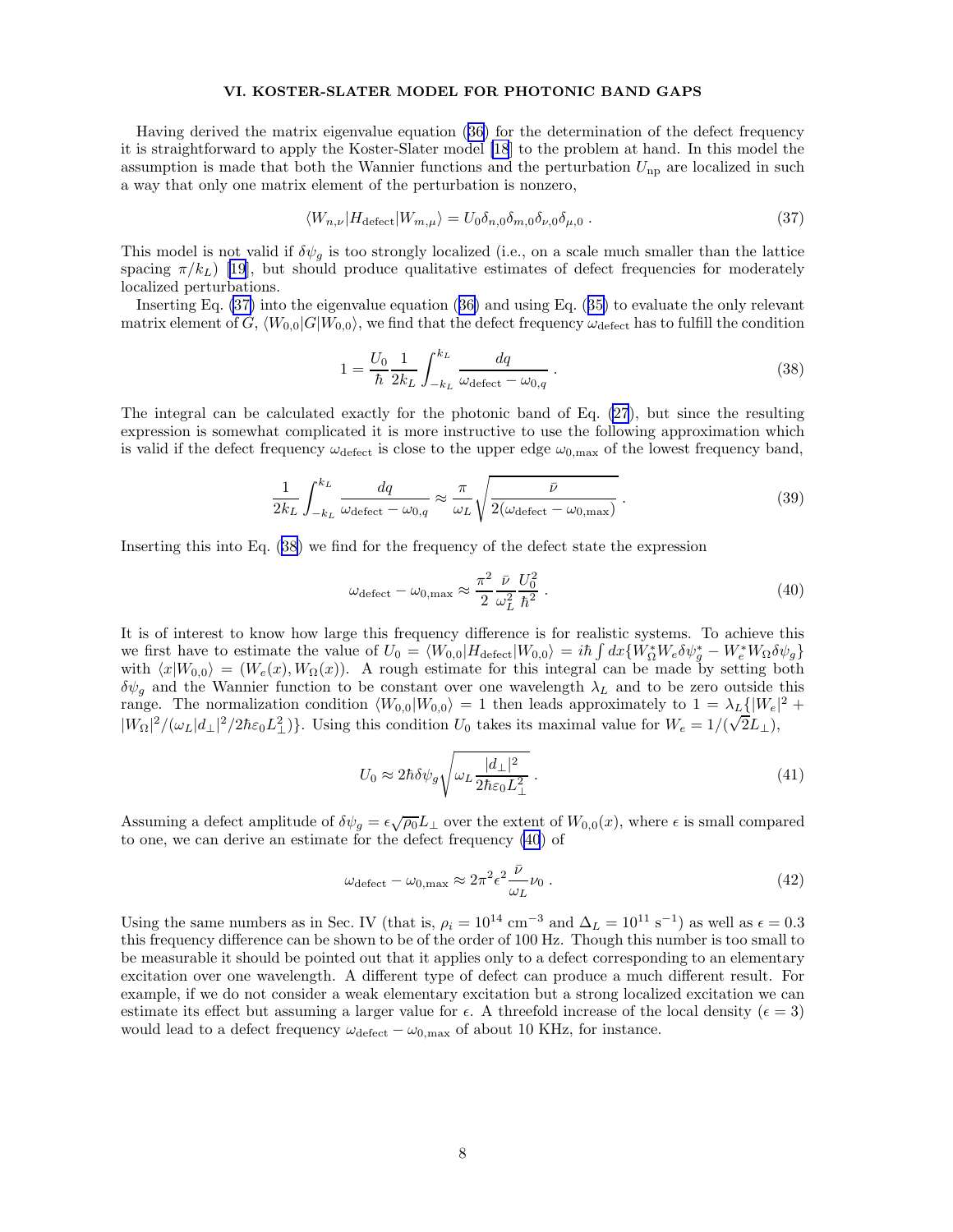## VI. KOSTER-SLATER MODEL FOR PHOTONIC BAND GAPS

Having derived the matrix eigenvalue equation (36) for the determination of the defect frequency it is straightforward to apply the Koster-Slater model [18] to the problem at hand. In this model the assumption is made that both the Wannier functions and the perturbation $U_{\rm np}$ are localized in such a way that only one matrix element of the perturbation is nonzero,

$$\langle W_{n,\nu}|H_{\rm defect}|W_{m,\mu}\rangle = U_0\delta_{n,0}\delta_{m,0}\delta_{\nu,0}\delta_{\mu,0}\,. \tag{37}$$

This model is not valid if $\delta\psi_g$ is too strongly localized (i.e., on a scale much smaller than the lattice spacing $\pi/k_L$) [19], but should produce qualitative estimates of defect frequencies for moderately localized perturbations.

Inserting Eq. (37) into the eigenvalue equation (36) and using Eq. (35) to evaluate the only relevant matrix element of $G$, $\langle W_{0,0}|G|W_{0,0}\rangle$, we find that the defect frequency $\omega_{\rm defect}$ has to fulfill the condition

$$1 = \frac{U_0}{\hbar}\frac{1}{2k_L}\int_{-k_L}^{k_L}\frac{dq}{\omega_{\rm defect}-\omega_{0,q}}\,. \tag{38}$$

The integral can be calculated exactly for the photonic band of Eq. (27), but since the resulting expression is somewhat complicated it is more instructive to use the following approximation which is valid if the defect frequency $\omega_{\rm defect}$ is close to the upper edge $\omega_{0,\max}$ of the lowest frequency band,

$$\frac{1}{2k_L}\int_{-k_L}^{k_L}\frac{dq}{\omega_{\rm defect}-\omega_{0,q}} \approx \frac{\pi}{\omega_L}\sqrt{\frac{\bar\nu}{2(\omega_{\rm defect}-\omega_{0,\max})}}\,. \tag{39}$$

Inserting this into Eq. (38) we find for the frequency of the defect state the expression

$$\omega_{\rm defect}-\omega_{0,\max} \approx \frac{\pi^2}{2}\frac{\bar\nu}{\omega_L^2}\frac{U_0^2}{\hbar^2}\,. \tag{40}$$

It is of interest to know how large this frequency difference is for realistic systems. To achieve this we first have to estimate the value of $U_0 = \langle W_{0,0}|H_{\rm defect}|W_{0,0}\rangle = i\hbar\int dx\{W_\Omega^* W_e\delta\psi_g^* - W_e^* W_\Omega\delta\psi_g\}$ with $\langle x|W_{0,0}\rangle = (W_e(x), W_\Omega(x))$. A rough estimate for this integral can be made by setting both $\delta\psi_g$ and the Wannier function to be constant over one wavelength $\lambda_L$ and to be zero outside this range. The normalization condition $\langle W_{0,0}|W_{0,0}\rangle = 1$ then leads approximately to $1 = \lambda_L\{|W_e|^2 + |W_\Omega|^2/(\omega_L|d_\perp|^2/2\hbar\varepsilon_0 L_\perp^2)\}$. Using this condition $U_0$ takes its maximal value for $W_e = 1/(\sqrt{2}L_\perp)$,

$$U_0 \approx 2\hbar\delta\psi_g\sqrt{\omega_L\frac{|d_\perp|^2}{2\hbar\varepsilon_0 L_\perp^2}}\,. \tag{41}$$

Assuming a defect amplitude of $\delta\psi_g = \epsilon\sqrt{\rho_0}L_\perp$ over the extent of $W_{0,0}(x)$, where $\epsilon$ is small compared to one, we can derive an estimate for the defect frequency (40) of

$$\omega_{\rm defect}-\omega_{0,\max} \approx 2\pi^2\epsilon^2\frac{\bar\nu}{\omega_L}\nu_0\,. \tag{42}$$

Using the same numbers as in Sec. IV (that is, $\rho_i = 10^{14}$ cm$^{-3}$ and $\Delta_L = 10^{11}$ s$^{-1}$) as well as $\epsilon = 0.3$ this frequency difference can be shown to be of the order of 100 Hz. Though this number is too small to be measurable it should be pointed out that it applies only to a defect corresponding to an elementary excitation over one wavelength. A different type of defect can produce a much different result. For example, if we do not consider a weak elementary excitation but a strong localized excitation we can estimate its effect but assuming a larger value for $\epsilon$. A threefold increase of the local density ($\epsilon = 3$) would lead to a defect frequency $\omega_{\rm defect}-\omega_{0,\max}$ of about 10 KHz, for instance.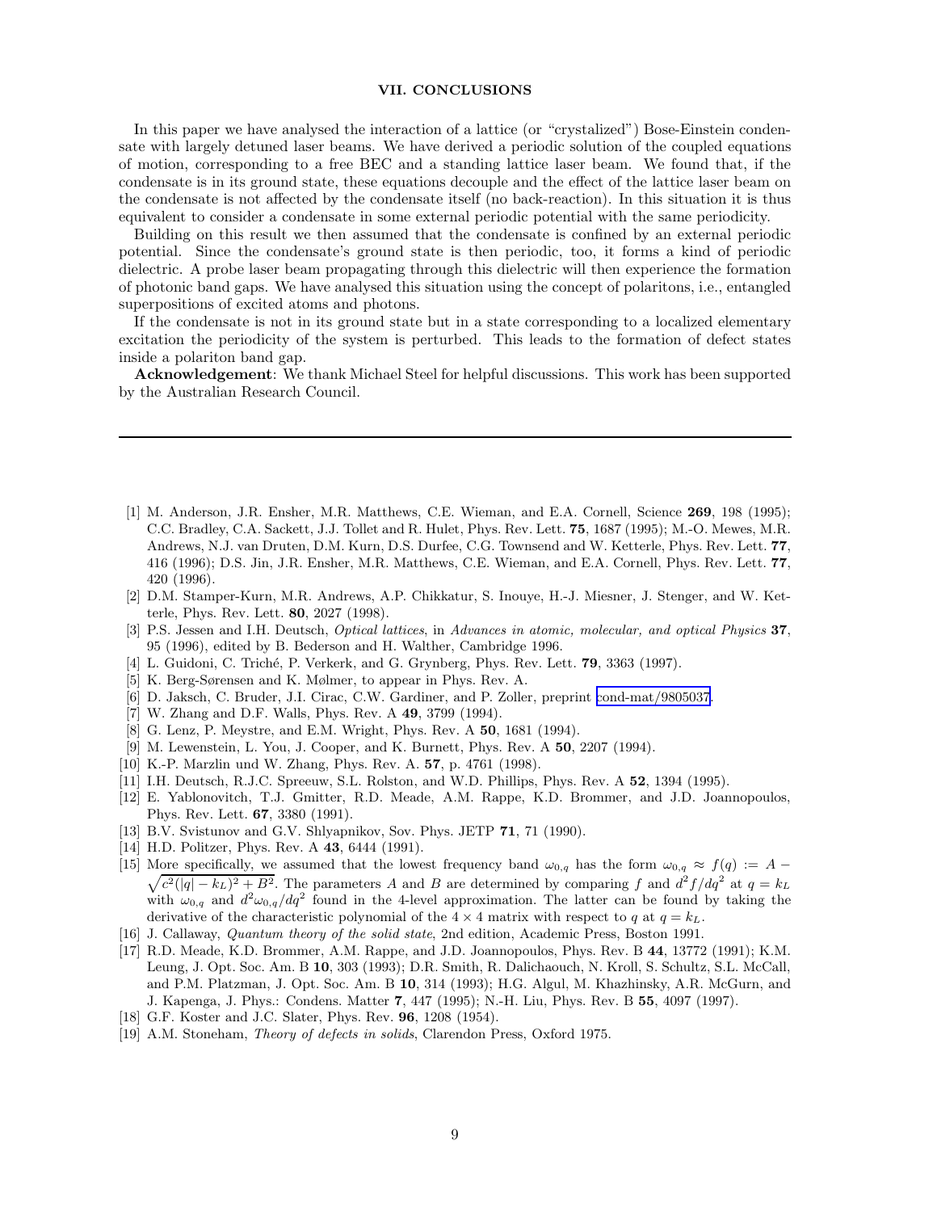## VII. CONCLUSIONS

In this paper we have analysed the interaction of a lattice (or "crystalized") Bose-Einstein condensate with largely detuned laser beams. We have derived a periodic solution of the coupled equations of motion, corresponding to a free BEC and a standing lattice laser beam. We found that, if the condensate is in its ground state, these equations decouple and the effect of the lattice laser beam on the condensate is not affected by the condensate itself (no back-reaction). In this situation it is thus equivalent to consider a condensate in some external periodic potential with the same periodicity.

Building on this result we then assumed that the condensate is confined by an external periodic potential. Since the condensate's ground state is then periodic, too, it forms a kind of periodic dielectric. A probe laser beam propagating through this dielectric will then experience the formation of photonic band gaps. We have analysed this situation using the concept of polaritons, i.e., entangled superpositions of excited atoms and photons.

If the condensate is not in its ground state but in a state corresponding to a localized elementary excitation the periodicity of the system is perturbed. This leads to the formation of defect states inside a polariton band gap.

**Acknowledgement**: We thank Michael Steel for helpful discussions. This work has been supported by the Australian Research Council.

---

[1] M. Anderson, J.R. Ensher, M.R. Matthews, C.E. Wieman, and E.A. Cornell, Science **269**, 198 (1995); C.C. Bradley, C.A. Sackett, J.J. Tollet and R.J. Hulet, Phys. Rev. Lett. **75**, 1687 (1995); M.-O. Mewes, M.R. Andrews, N.J. van Druten, D.M. Kurn, D.S. Durfee, C.G. Townsend and W. Ketterle, Phys. Rev. Lett. **77**, 416 (1996); D.S. Jin, J.R. Ensher, M.R. Matthews, C.E. Wieman, and E.A. Cornell, Phys. Rev. Lett. **77**, 420 (1996).

[2] D.M. Stamper-Kurn, M.R. Andrews, A.P. Chikkatur, S. Inouye, H.-J. Miesner, J. Stenger, and W. Ketterle, Phys. Rev. Lett. **80**, 2027 (1998).

[3] P.S. Jessen and I.H. Deutsch, *Optical lattices*, in *Advances in atomic, molecular, and optical Physics* **37**, 95 (1996), edited by B. Bederson and H. Walther, Cambridge 1996.

[4] L. Guidoni, C. Triché, P. Verkerk, and G. Grynberg, Phys. Rev. Lett. **79**, 3363 (1997).

[5] K. Berg-Sørensen and K. Mølmer, to appear in Phys. Rev. A.

[6] D. Jaksch, C. Bruder, J.I. Cirac, C.W. Gardiner, and P. Zoller, preprint cond-mat/9805037.

[7] W. Zhang and D.F. Walls, Phys. Rev. A **49**, 3799 (1994).

[8] G. Lenz, P. Meystre, and E.M. Wright, Phys. Rev. A **50**, 1681 (1994).

[9] M. Lewenstein, L. You, J. Cooper, and K. Burnett, Phys. Rev. A **50**, 2207 (1994).

[10] K.-P. Marzlin und W. Zhang, Phys. Rev. A. **57**, p. 4761 (1998).

[11] I.H. Deutsch, R.J.C. Spreeuw, S.L. Rolston, and W.D. Phillips, Phys. Rev. A **52**, 1394 (1995).

[12] E. Yablonovitch, T.J. Gmitter, R.D. Meade, A.M. Rappe, K.D. Brommer, and J.D. Joannopoulos, Phys. Rev. Lett. **67**, 3380 (1991).

[13] B.V. Svistunov and G.V. Shlyapnikov, Sov. Phys. JETP **71**, 71 (1990).

[14] H.D. Politzer, Phys. Rev. A **43**, 6444 (1991).

[15] More specifically, we assumed that the lowest frequency band $\omega_{0,q}$ has the form $\omega_{0,q} \approx f(q) := A - \sqrt{c^2(|q|-k_L)^2 + B^2}$. The parameters $A$ and $B$ are determined by comparing $f$ and $d^2f/dq^2$ at $q = k_L$ with $\omega_{0,q}$ and $d^2\omega_{0,q}/dq^2$ found in the 4-level approximation. The latter can be found by taking the derivative of the characteristic polynomial of the $4 \times 4$ matrix with respect to $q$ at $q = k_L$.

[16] J. Callaway, *Quantum theory of the solid state*, 2nd edition, Academic Press, Boston 1991.

[17] R.D. Meade, K.D. Brommer, A.M. Rappe, and J.D. Joannopoulos, Phys. Rev. B **44**, 13772 (1991); K.M. Leung, J. Opt. Soc. Am. B **10**, 303 (1993); D.R. Smith, R. Dalichaouch, N. Kroll, S. Schultz, S.L. McCall, and P.M. Platzman, J. Opt. Soc. Am. B **10**, 314 (1993); H.G. Algul, M. Khazhinsky, A.R. McGurn, and J. Kapenga, J. Phys.: Condens. Matter **7**, 447 (1995); N.-H. Liu, Phys. Rev. B **55**, 4097 (1997).

[18] G.F. Koster and J.C. Slater, Phys. Rev. **96**, 1208 (1954).

[19] A.M. Stoneham, *Theory of defects in solids*, Clarendon Press, Oxford 1975.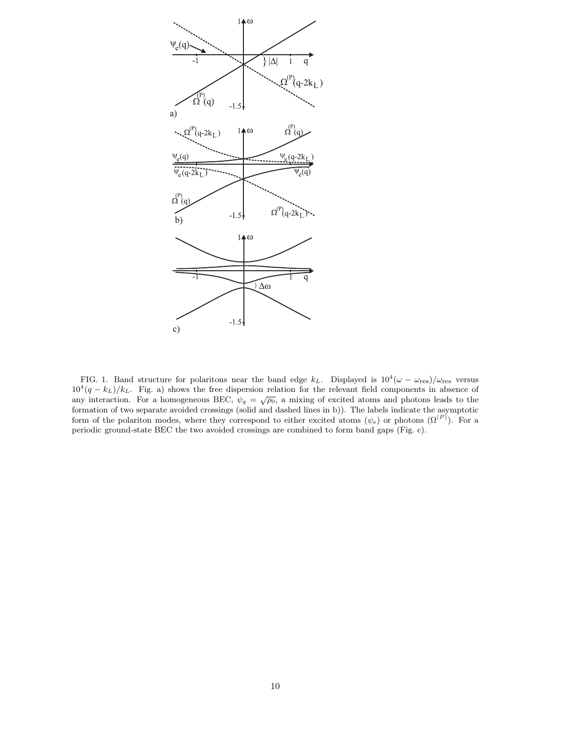a)

1 ω

$\Psi_e(q)$

-1

$\} |\Delta|$

1 q

$\Omega^{(P)}(q\text{-}2k_L)$

$\Omega^{(P)}(q)$

-1.5

b)

$\Omega^{(P)}(q\text{-}2k_L)$

1 ω

$\Omega^{(P)}(q)$

$\Psi_e(q)$

$\Psi_e(q\text{-}2k_L)$

$\Psi_e(q\text{-}2k_L)$

$\Psi_e(q)$

$\Omega^{(P)}(q)$

-1.5

$\Omega^{(P)}(q\text{-}2k_L)$

c)

1 ω

-1

1 q

$\} \Delta\omega$

-1.5

FIG. 1. Band structure for polaritons near the band edge $k_L$. Displayed is $10^4(\omega - \omega_{\rm res})/\omega_{\rm res}$ versus $10^4(q - k_L)/k_L$. Fig. a) shows the free dispersion relation for the relevant field components in absence of any interaction. For a homogeneous BEC, $\psi_g = \sqrt{\rho_0}$, a mixing of excited atoms and photons leads to the formation of two separate avoided crossings (solid and dashed lines in b)). The labels indicate the asymptotic form of the polariton modes, where they correspond to either excited atoms ($\psi_e$) or photons ($\Omega^{(P)}$). For a periodic ground-state BEC the two avoided crossings are combined to form band gaps (Fig. c).